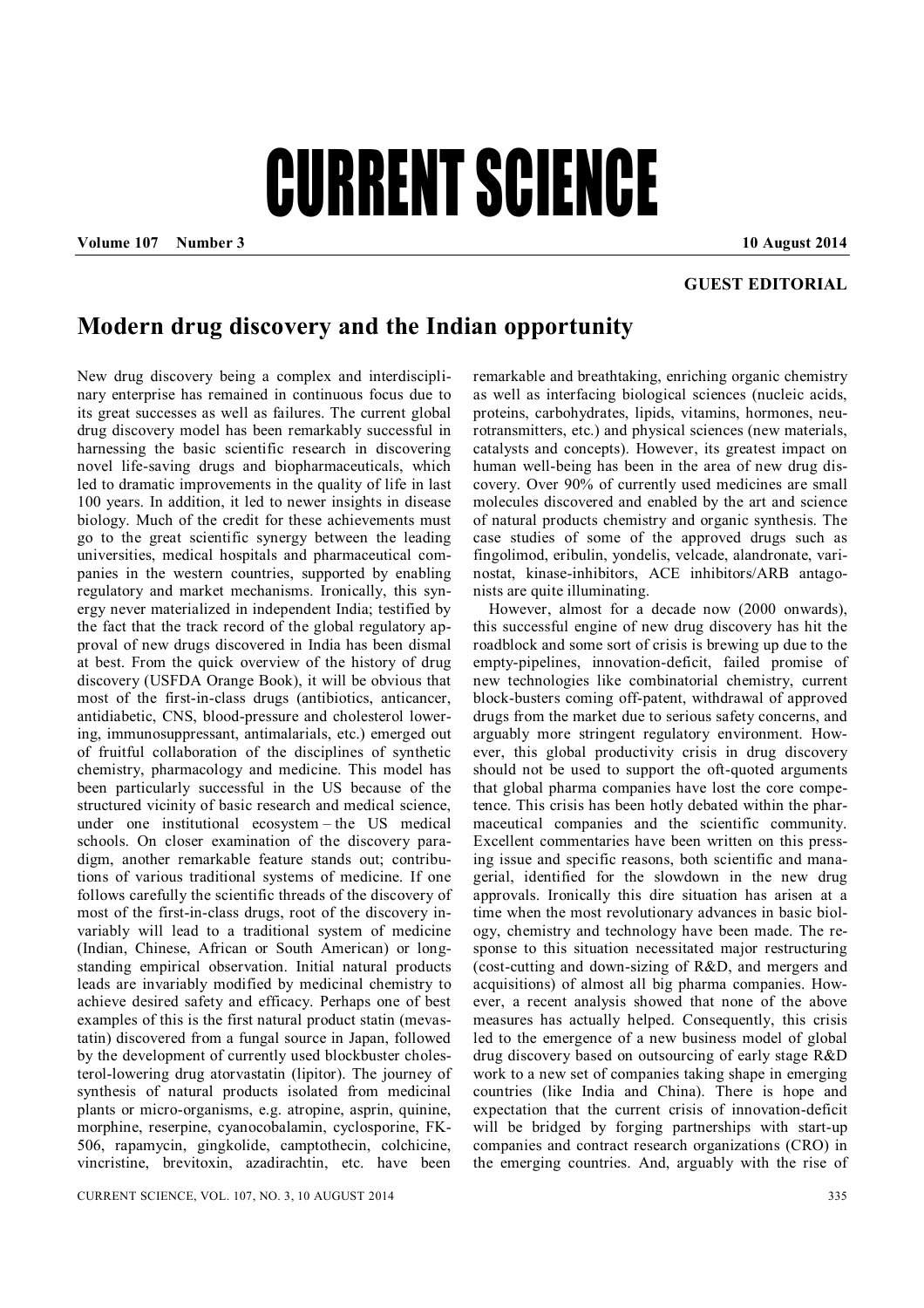# CURRENT SCIENCE

**GUEST EDITORIAL**

## Modern drug discovery and the Indian opportunity

New drug discovery being a complex and interdisciplinary enterprise has remained in continuous focus due to its great successes as well as failures. The current global drug discovery model has been remarkably successful in harnessing the basic scientific research in discovering novel life-saving drugs and biopharmaceuticals, which led to dramatic improvements in the quality of life in last 100 years. In addition, it led to newer insights in disease biology. Much of the credit for these achievements must go to the great scientific synergy between the leading universities, medical hospitals and pharmaceutical companies in the western countries, supported by enabling regulatory and market mechanisms. Ironically, this synergy never materialized in independent India; testified by the fact that the track record of the global regulatory approval of new drugs discovered in India has been dismal at best. From the quick overview of the history of drug discovery (USFDA Orange Book), it will be obvious that most of the first-in-class drugs (antibiotics, anticancer, antidiabetic, CNS, blood-pressure and cholesterol lowering, immunosuppressant, antimalarials, etc.) emerged out of fruitful collaboration of the disciplines of synthetic chemistry, pharmacology and medicine. This model has been particularly successful in the US because of the structured vicinity of basic research and medical science, under one institutional ecosystem – the US medical schools. On closer examination of the discovery paradigm, another remarkable feature stands out; contributions of various traditional systems of medicine. If one follows carefully the scientific threads of the discovery of most of the first-in-class drugs, root of the discovery invariably will lead to a traditional system of medicine (Indian, Chinese, African or South American) or longstanding empirical observation. Initial natural products leads are invariably modified by medicinal chemistry to achieve desired safety and efficacy. Perhaps one of best examples of this is the first natural product statin (mevastatin) discovered from a fungal source in Japan, followed by the development of currently used blockbuster cholesterol-lowering drug atorvastatin (lipitor). The journey of synthesis of natural products isolated from medicinal plants or micro-organisms, e.g. atropine, asprin, quinine, morphine, reserpine, cyanocobalamin, cyclosporine, FK-506, rapamycin, gingkolide, camptothecin, colchicine, vincristine, brevitoxin, azadirachtin, etc. have been remarkable and breathtaking, enriching organic chemistry as well as interfacing biological sciences (nucleic acids, proteins, carbohydrates, lipids, vitamins, hormones, neurotransmitters, etc.) and physical sciences (new materials, catalysts and concepts). However, its greatest impact on human well-being has been in the area of new drug discovery. Over 90% of currently used medicines are small molecules discovered and enabled by the art and science of natural products chemistry and organic synthesis. The case studies of some of the approved drugs such as fingolimod, eribulin, yondelis, velcade, alandronate, varinostat, kinase-inhibitors, ACE inhibitors/ARB antagonists are quite illuminating.

However, almost for a decade now (2000 onwards), this successful engine of new drug discovery has hit the roadblock and some sort of crisis is brewing up due to the empty-pipelines, innovation-deficit, failed promise of new technologies like combinatorial chemistry, current block-busters coming off-patent, withdrawal of approved drugs from the market due to serious safety concerns, and arguably more stringent regulatory environment. However, this global productivity crisis in drug discovery should not be used to support the oft-quoted arguments that global pharma companies have lost the core competence. This crisis has been hotly debated within the pharmaceutical companies and the scientific community. Excellent commentaries have been written on this pressing issue and specific reasons, both scientific and managerial, identified for the slowdown in the new drug approvals. Ironically this dire situation has arisen at a time when the most revolutionary advances in basic biology, chemistry and technology have been made. The response to this situation necessitated major restructuring (cost-cutting and down-sizing of R&D, and mergers and acquisitions) of almost all big pharma companies. However, a recent analysis showed that none of the above measures has actually helped. Consequently, this crisis led to the emergence of a new business model of global drug discovery based on outsourcing of early stage R&D work to a new set of companies taking shape in emerging countries (like India and China). There is hope and expectation that the current crisis of innovation-deficit will be bridged by forging partnerships with start-up companies and contract research organizations (CRO) in the emerging countries. And, arguably with the rise of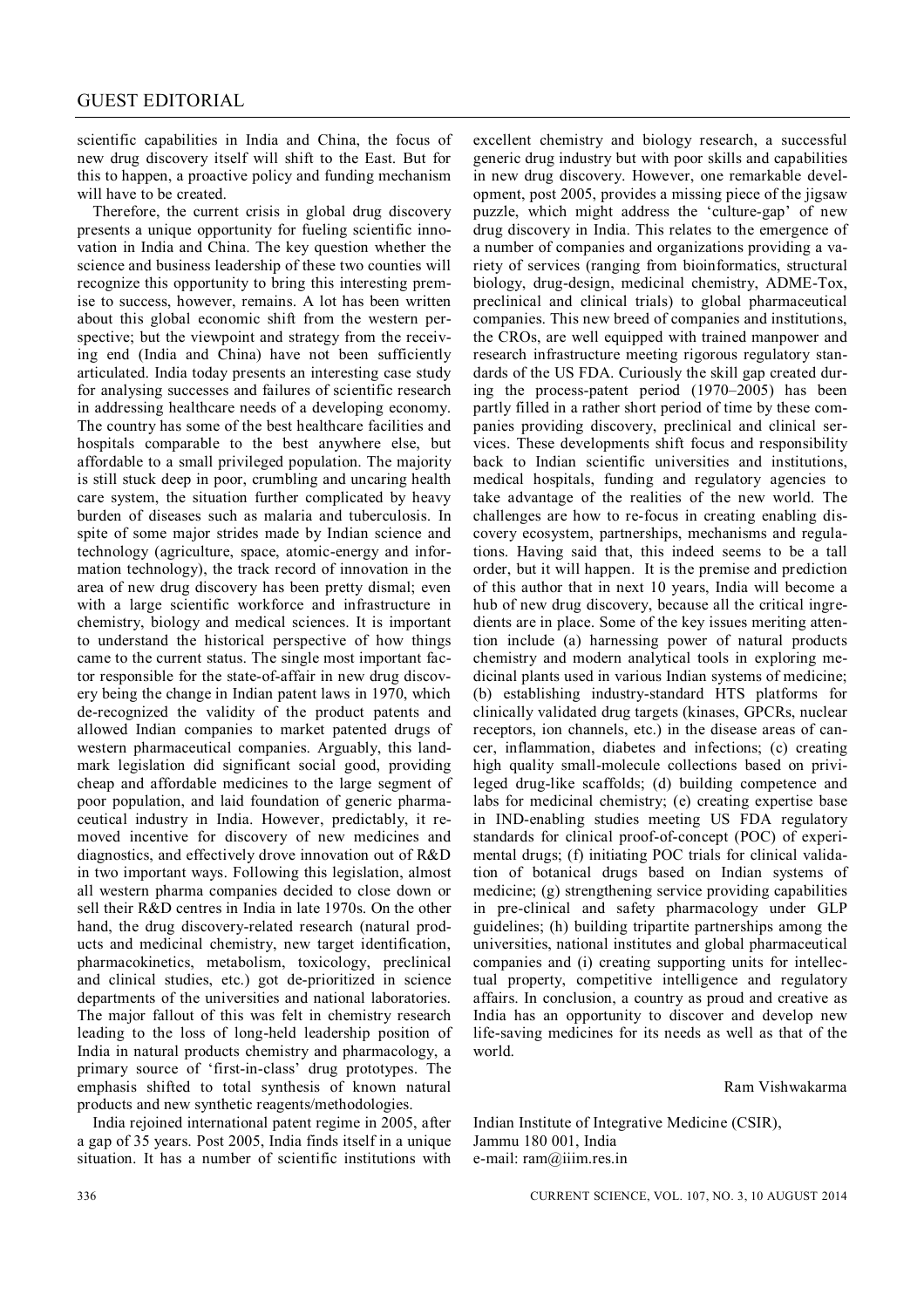scientific capabilities in India and China, the focus of new drug discovery itself will shift to the East. But for this to happen, a proactive policy and funding mechanism will have to be created.

Therefore, the current crisis in global drug discovery presents a unique opportunity for fueling scientific innovation in India and China. The key question whether the science and business leadership of these two counties will recognize this opportunity to bring this interesting premise to success, however, remains. A lot has been written about this global economic shift from the western perspective; but the viewpoint and strategy from the receiving end (India and China) have not been sufficiently articulated. India today presents an interesting case study for analysing successes and failures of scientific research in addressing healthcare needs of a developing economy. The country has some of the best healthcare facilities and hospitals comparable to the best anywhere else, but affordable to a small privileged population. The majority is still stuck deep in poor, crumbling and uncaring health care system, the situation further complicated by heavy burden of diseases such as malaria and tuberculosis. In spite of some major strides made by Indian science and technology (agriculture, space, atomic-energy and information technology), the track record of innovation in the area of new drug discovery has been pretty dismal; even with a large scientific workforce and infrastructure in chemistry, biology and medical sciences. It is important to understand the historical perspective of how things came to the current status. The single most important factor responsible for the state-of-affair in new drug discovery being the change in Indian patent laws in 1970, which de-recognized the validity of the product patents and allowed Indian companies to market patented drugs of western pharmaceutical companies. Arguably, this landmark legislation did significant social good, providing cheap and affordable medicines to the large segment of poor population, and laid foundation of generic pharmaceutical industry in India. However, predictably, it removed incentive for discovery of new medicines and diagnostics, and effectively drove innovation out of R&D in two important ways. Following this legislation, almost all western pharma companies decided to close down or sell their R&D centres in India in late 1970s. On the other hand, the drug discovery-related research (natural products and medicinal chemistry, new target identification, pharmacokinetics, metabolism, toxicology, preclinical and clinical studies, etc.) got de-prioritized in science departments of the universities and national laboratories. The major fallout of this was felt in chemistry research leading to the loss of long-held leadership position of India in natural products chemistry and pharmacology, a primary source of 'first-in-class' drug prototypes. The emphasis shifted to total synthesis of known natural products and new synthetic reagents/methodologies.

India rejoined international patent regime in 2005, after a gap of 35 years. Post 2005, India finds itself in a unique situation. It has a number of scientific institutions with excellent chemistry and biology research, a successful generic drug industry but with poor skills and capabilities in new drug discovery. However, one remarkable development, post 2005, provides a missing piece of the jigsaw puzzle, which might address the 'culture-gap' of new drug discovery in India. This relates to the emergence of a number of companies and organizations providing a variety of services (ranging from bioinformatics, structural biology, drug-design, medicinal chemistry, ADME-Tox, preclinical and clinical trials) to global pharmaceutical companies. This new breed of companies and institutions, the CROs, are well equipped with trained manpower and research infrastructure meeting rigorous regulatory standards of the US FDA. Curiously the skill gap created during the process-patent period (1970–2005) has been partly filled in a rather short period of time by these companies providing discovery, preclinical and clinical services. These developments shift focus and responsibility back to Indian scientific universities and institutions, medical hospitals, funding and regulatory agencies to take advantage of the realities of the new world. The challenges are how to re-focus in creating enabling discovery ecosystem, partnerships, mechanisms and regulations. Having said that, this indeed seems to be a tall order, but it will happen. It is the premise and prediction of this author that in next 10 years, India will become a hub of new drug discovery, because all the critical ingredients are in place. Some of the key issues meriting attention include (a) harnessing power of natural products chemistry and modern analytical tools in exploring medicinal plants used in various Indian systems of medicine; (b) establishing industry-standard HTS platforms for clinically validated drug targets (kinases, GPCRs, nuclear receptors, ion channels, etc.) in the disease areas of cancer, inflammation, diabetes and infections; (c) creating high quality small-molecule collections based on privileged drug-like scaffolds; (d) building competence and labs for medicinal chemistry; (e) creating expertise base in IND-enabling studies meeting US FDA regulatory standards for clinical proof-of-concept (POC) of experimental drugs; (f) initiating POC trials for clinical validation of botanical drugs based on Indian systems of medicine; (g) strengthening service providing capabilities in pre-clinical and safety pharmacology under GLP guidelines; (h) building tripartite partnerships among the universities, national institutes and global pharmaceutical companies and (i) creating supporting units for intellectual property, competitive intelligence and regulatory affairs. In conclusion, a country as proud and creative as India has an opportunity to discover and develop new life-saving medicines for its needs as well as that of the world.

Ram Vishwakarma

Indian Institute of Integrative Medicine (CSIR),
Jammu 180 001, India
e-mail: ram@iiim.res.in